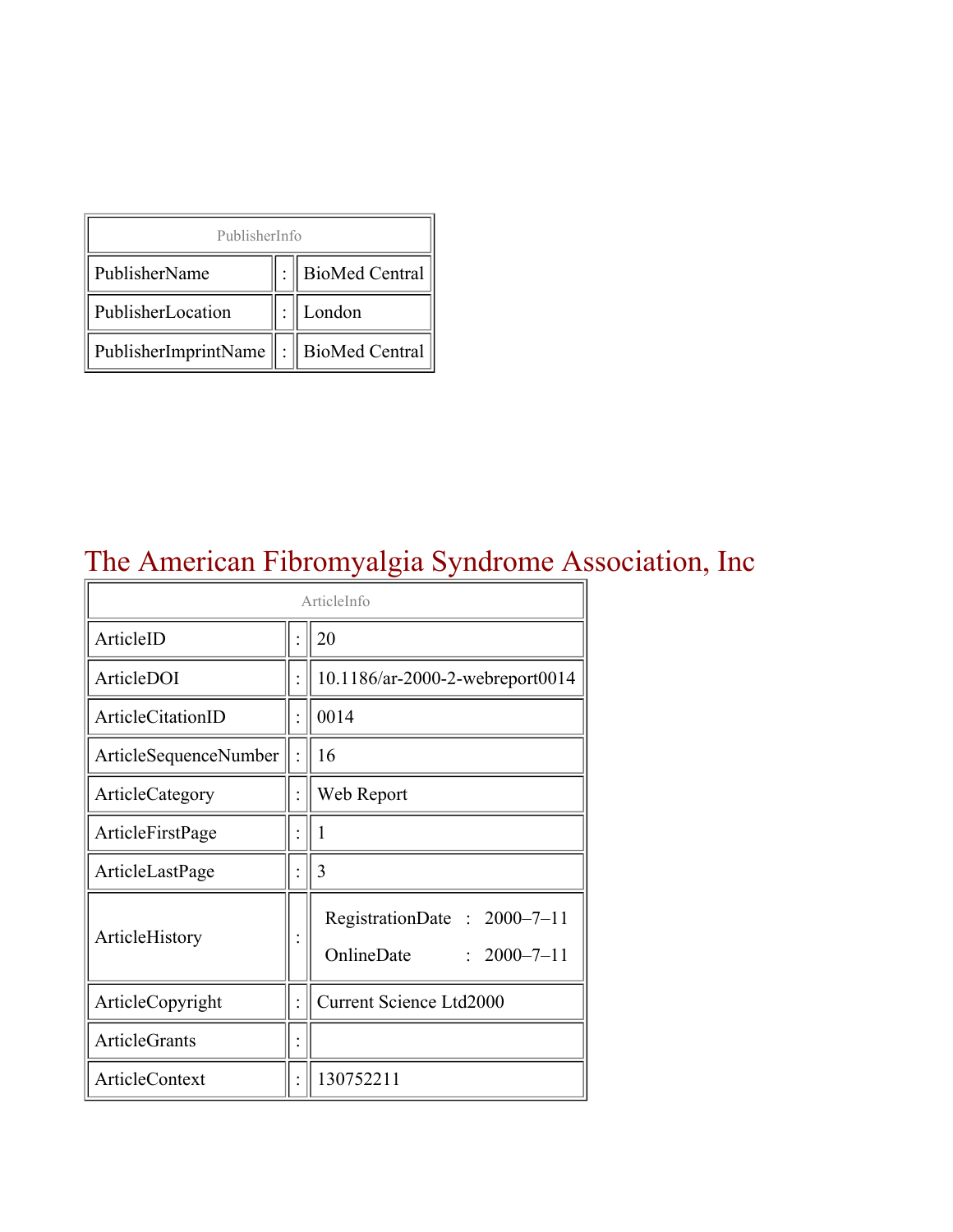| PublisherInfo | | |
|---|---|---|
| PublisherName | : | BioMed Central |
| PublisherLocation | : | London |
| PublisherImprintName | : | BioMed Central |

# The American Fibromyalgia Syndrome Association, Inc

| ArticleInfo | | |
|---|---|---|
| ArticleID | : | 20 |
| ArticleDOI | : | 10.1186/ar-2000-2-webreport0014 |
| ArticleCitationID | : | 0014 |
| ArticleSequenceNumber | : | 16 |
| ArticleCategory | : | Web Report |
| ArticleFirstPage | : | 1 |
| ArticleLastPage | : | 3 |
| ArticleHistory | : | RegistrationDate : 2000–7–11<br>OnlineDate : 2000–7–11 |
| ArticleCopyright | : | Current Science Ltd2000 |
| ArticleGrants | : | |
| ArticleContext | : | 130752211 |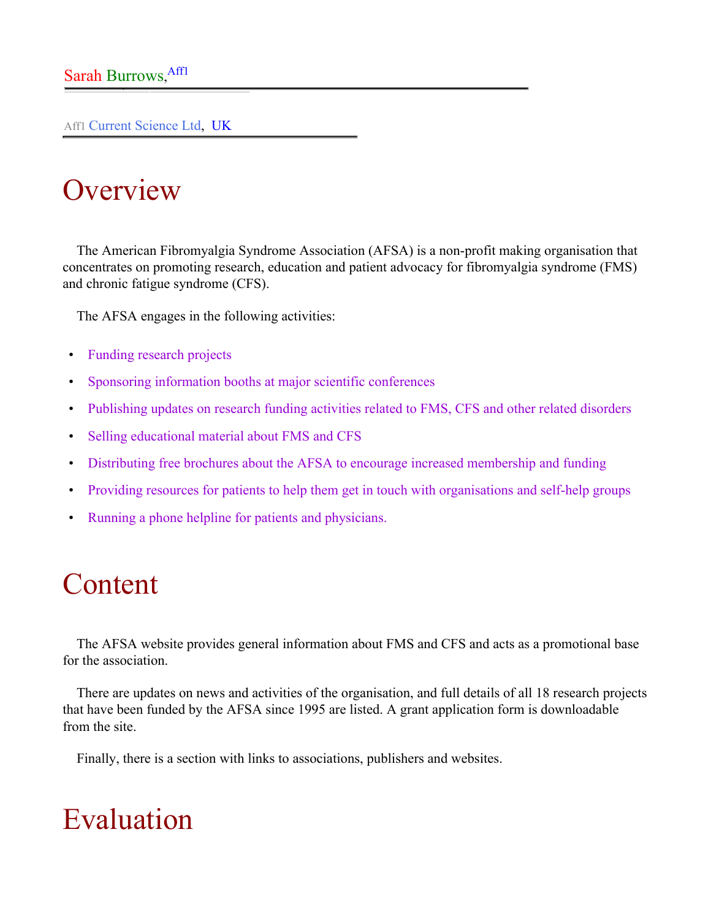Sarah Burrows,[Aff1]

Aff1 Current Science Ltd, UK

# Overview

The American Fibromyalgia Syndrome Association (AFSA) is a non-profit making organisation that concentrates on promoting research, education and patient advocacy for fibromyalgia syndrome (FMS) and chronic fatigue syndrome (CFS).

The AFSA engages in the following activities:

- Funding research projects
- Sponsoring information booths at major scientific conferences
- Publishing updates on research funding activities related to FMS, CFS and other related disorders
- Selling educational material about FMS and CFS
- Distributing free brochures about the AFSA to encourage increased membership and funding
- Providing resources for patients to help them get in touch with organisations and self-help groups
- Running a phone helpline for patients and physicians.

# Content

The AFSA website provides general information about FMS and CFS and acts as a promotional base for the association.

There are updates on news and activities of the organisation, and full details of all 18 research projects that have been funded by the AFSA since 1995 are listed. A grant application form is downloadable from the site.

Finally, there is a section with links to associations, publishers and websites.

# Evaluation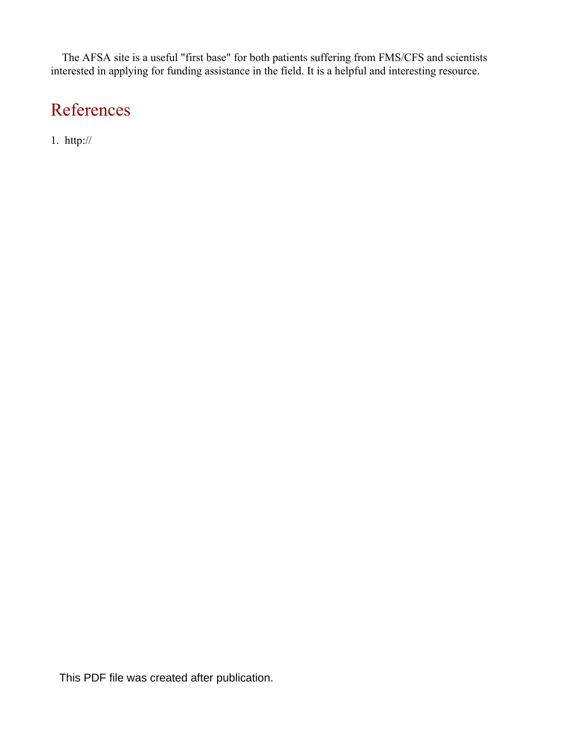The AFSA site is a useful "first base" for both patients suffering from FMS/CFS and scientists interested in applying for funding assistance in the field. It is a helpful and interesting resource.

## References

1. http://

This PDF file was created after publication.